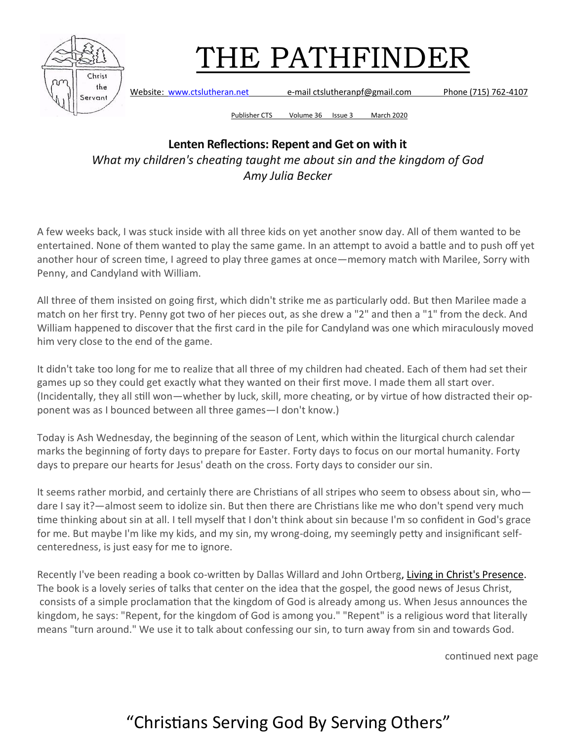# THE PATHFINDER

Website: www.ctslutheran.net e-mail ctslutheranpf@gmail.com Phone (715) 762-4107

Publisher CTS Volume 36 Issue 3 March 2020

## Lenten Reflections: Repent and Get on with it

*What my children's cheating taught me about sin and the kingdom of God*
*Amy Julia Becker*

A few weeks back, I was stuck inside with all three kids on yet another snow day. All of them wanted to be entertained. None of them wanted to play the same game. In an attempt to avoid a battle and to push off yet another hour of screen time, I agreed to play three games at once—memory match with Marilee, Sorry with Penny, and Candyland with William.

All three of them insisted on going first, which didn't strike me as particularly odd. But then Marilee made a match on her first try. Penny got two of her pieces out, as she drew a "2" and then a "1" from the deck. And William happened to discover that the first card in the pile for Candyland was one which miraculously moved him very close to the end of the game.

It didn't take too long for me to realize that all three of my children had cheated. Each of them had set their games up so they could get exactly what they wanted on their first move. I made them all start over. (Incidentally, they all still won—whether by luck, skill, more cheating, or by virtue of how distracted their opponent was as I bounced between all three games—I don't know.)

Today is Ash Wednesday, the beginning of the season of Lent, which within the liturgical church calendar marks the beginning of forty days to prepare for Easter. Forty days to focus on our mortal humanity. Forty days to prepare our hearts for Jesus' death on the cross. Forty days to consider our sin.

It seems rather morbid, and certainly there are Christians of all stripes who seem to obsess about sin, who—dare I say it?—almost seem to idolize sin. But then there are Christians like me who don't spend very much time thinking about sin at all. I tell myself that I don't think about sin because I'm so confident in God's grace for me. But maybe I'm like my kids, and my sin, my wrong-doing, my seemingly petty and insignificant self-centeredness, is just easy for me to ignore.

Recently I've been reading a book co-written by Dallas Willard and John Ortberg, Living in Christ's Presence. The book is a lovely series of talks that center on the idea that the gospel, the good news of Jesus Christ, consists of a simple proclamation that the kingdom of God is already among us. When Jesus announces the kingdom, he says: "Repent, for the kingdom of God is among you." "Repent" is a religious word that literally means "turn around." We use it to talk about confessing our sin, to turn away from sin and towards God.

continued next page

"Christians Serving God By Serving Others"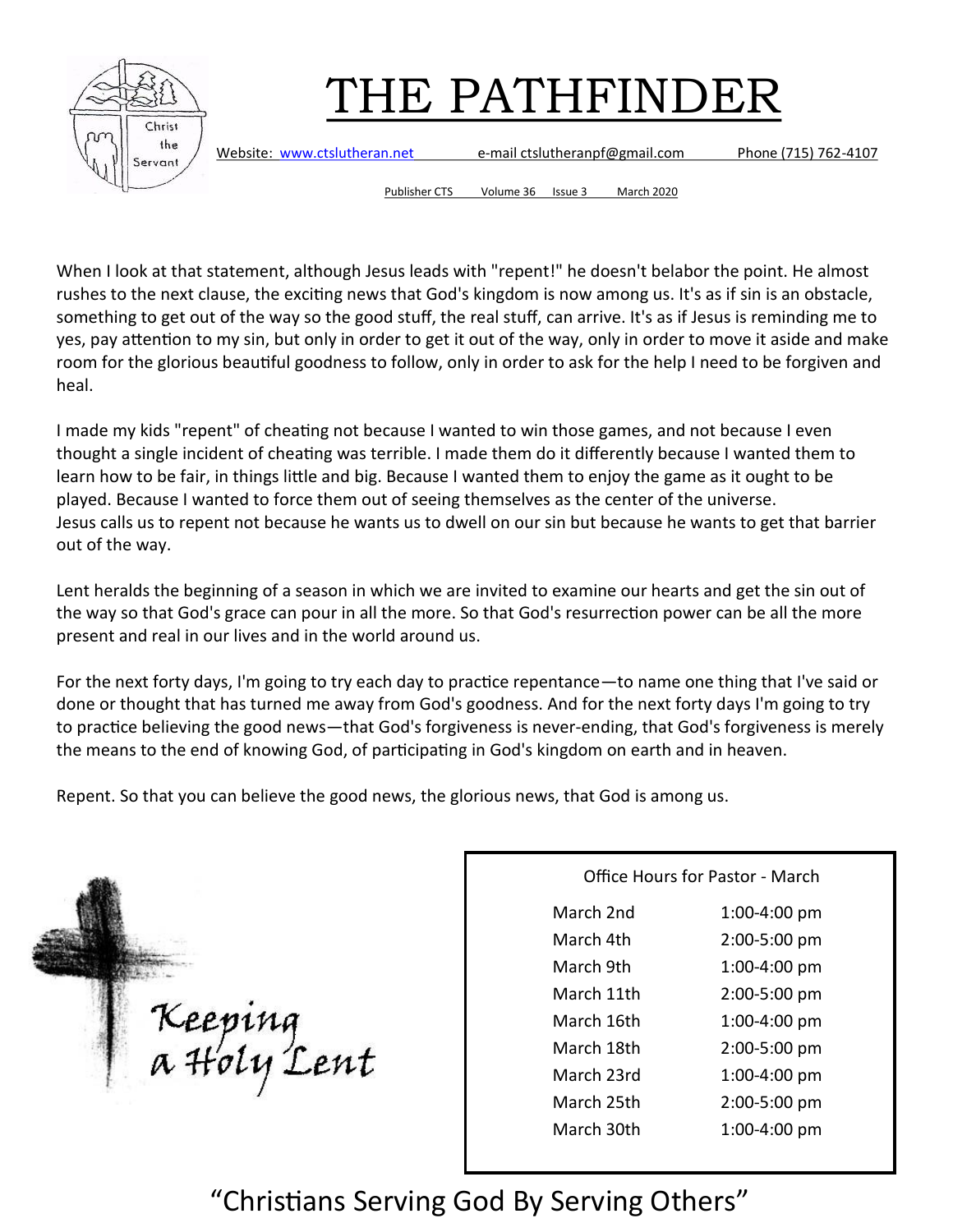# THE PATHFINDER

Website: www.ctslutheran.net e-mail ctslutheranpf@gmail.com Phone (715) 762-4107

Publisher CTS Volume 36 Issue 3 March 2020

When I look at that statement, although Jesus leads with "repent!" he doesn't belabor the point. He almost rushes to the next clause, the exciting news that God's kingdom is now among us. It's as if sin is an obstacle, something to get out of the way so the good stuff, the real stuff, can arrive. It's as if Jesus is reminding me to yes, pay attention to my sin, but only in order to get it out of the way, only in order to move it aside and make room for the glorious beautiful goodness to follow, only in order to ask for the help I need to be forgiven and heal.

I made my kids "repent" of cheating not because I wanted to win those games, and not because I even thought a single incident of cheating was terrible. I made them do it differently because I wanted them to learn how to be fair, in things little and big. Because I wanted them to enjoy the game as it ought to be played. Because I wanted to force them out of seeing themselves as the center of the universe.
Jesus calls us to repent not because he wants us to dwell on our sin but because he wants to get that barrier out of the way.

Lent heralds the beginning of a season in which we are invited to examine our hearts and get the sin out of the way so that God's grace can pour in all the more. So that God's resurrection power can be all the more present and real in our lives and in the world around us.

For the next forty days, I'm going to try each day to practice repentance—to name one thing that I've said or done or thought that has turned me away from God's goodness. And for the next forty days I'm going to try to practice believing the good news—that God's forgiveness is never-ending, that God's forgiveness is merely the means to the end of knowing God, of participating in God's kingdom on earth and in heaven.

Repent. So that you can believe the good news, the glorious news, that God is among us.

*Keeping a Holy Lent*

| Office Hours for Pastor - March | |
|---|---|
| March 2nd | 1:00-4:00 pm |
| March 4th | 2:00-5:00 pm |
| March 9th | 1:00-4:00 pm |
| March 11th | 2:00-5:00 pm |
| March 16th | 1:00-4:00 pm |
| March 18th | 2:00-5:00 pm |
| March 23rd | 1:00-4:00 pm |
| March 25th | 2:00-5:00 pm |
| March 30th | 1:00-4:00 pm |

"Christians Serving God By Serving Others"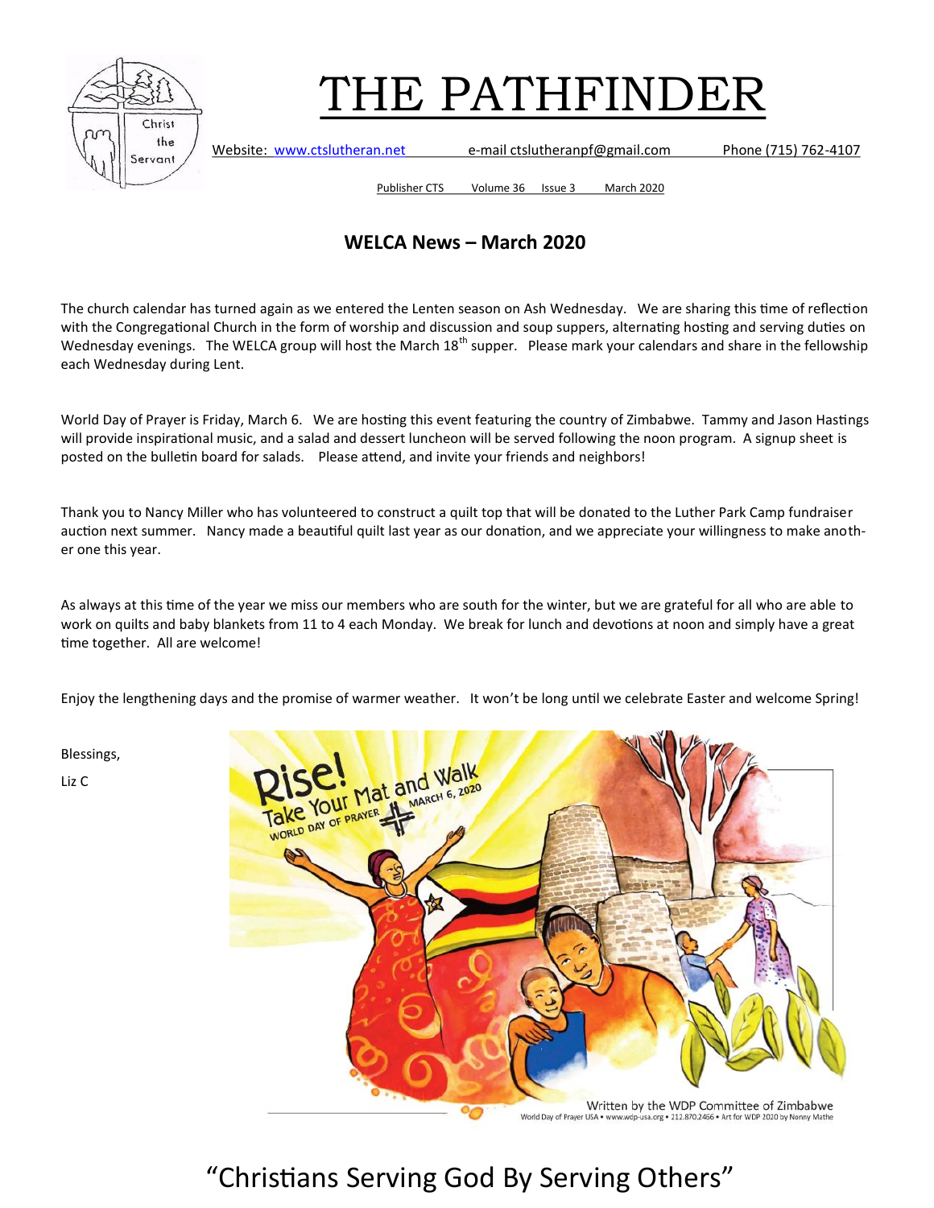# THE PATHFINDER

Website: www.ctslutheran.net e-mail ctslutheranpf@gmail.com Phone (715) 762-4107

Publisher CTS Volume 36 Issue 3 March 2020

## WELCA News – March 2020

The church calendar has turned again as we entered the Lenten season on Ash Wednesday. We are sharing this time of reflection with the Congregational Church in the form of worship and discussion and soup suppers, alternating hosting and serving duties on Wednesday evenings. The WELCA group will host the March 18th supper. Please mark your calendars and share in the fellowship each Wednesday during Lent.

World Day of Prayer is Friday, March 6. We are hosting this event featuring the country of Zimbabwe. Tammy and Jason Hastings will provide inspirational music, and a salad and dessert luncheon will be served following the noon program. A signup sheet is posted on the bulletin board for salads. Please attend, and invite your friends and neighbors!

Thank you to Nancy Miller who has volunteered to construct a quilt top that will be donated to the Luther Park Camp fundraiser auction next summer. Nancy made a beautiful quilt last year as our donation, and we appreciate your willingness to make another one this year.

As always at this time of the year we miss our members who are south for the winter, but we are grateful for all who are able to work on quilts and baby blankets from 11 to 4 each Monday. We break for lunch and devotions at noon and simply have a great time together. All are welcome!

Enjoy the lengthening days and the promise of warmer weather. It won't be long until we celebrate Easter and welcome Spring!

Blessings,

Liz C

Written by the WDP Committee of Zimbabwe
World Day of Prayer USA • www.wdp-usa.org • 212.870.2466 • Art for WDP 2020 by Nonny Mathe

"Christians Serving God By Serving Others"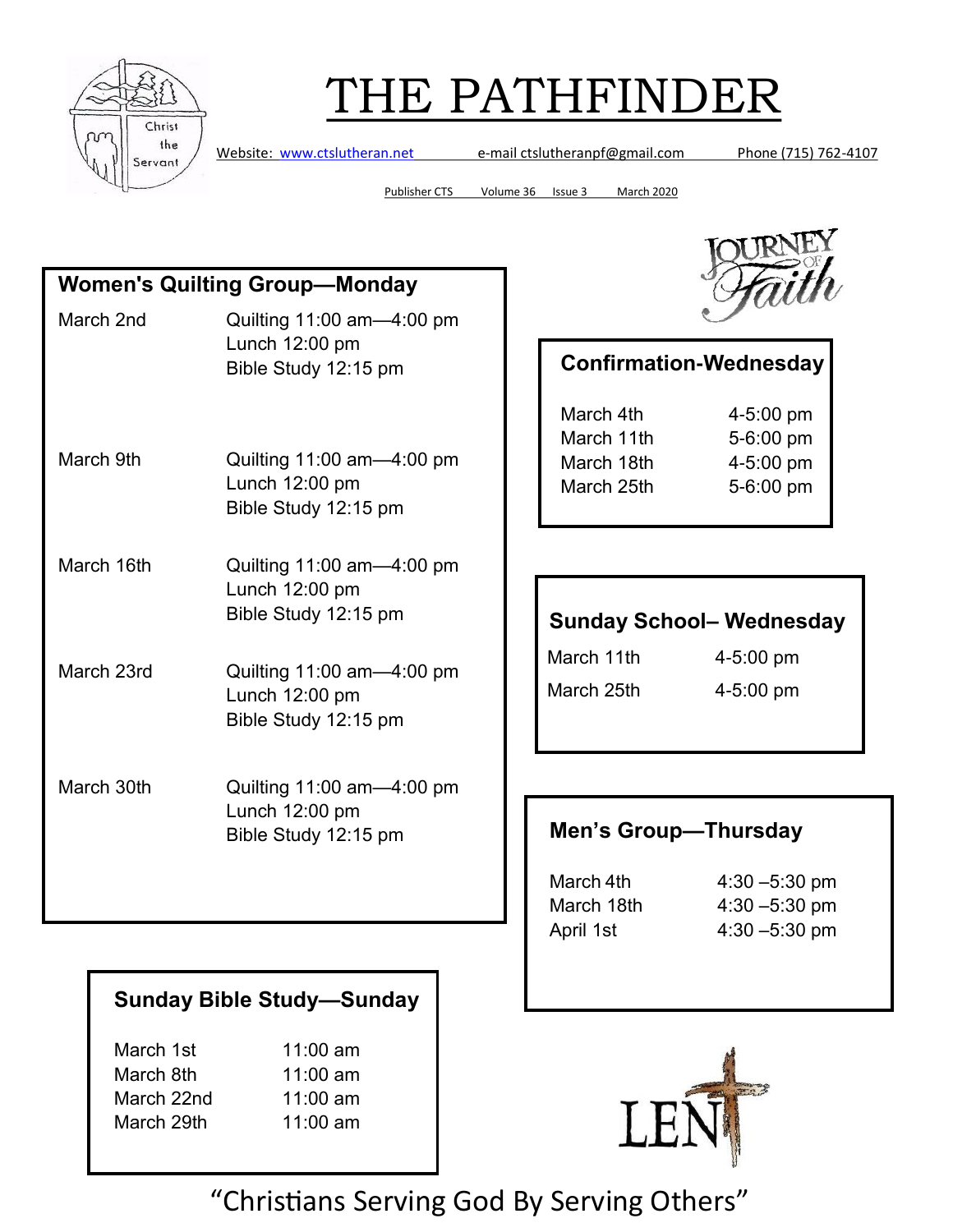# THE PATHFINDER

Website: www.ctslutheran.net e-mail ctslutheranpf@gmail.com Phone (715) 762-4107

Publisher CTS Volume 36 Issue 3 March 2020

### Women's Quilting Group—Monday

| | |
|---|---|
| March 2nd | Quilting 11:00 am—4:00 pm<br>Lunch 12:00 pm<br>Bible Study 12:15 pm |
| March 9th | Quilting 11:00 am—4:00 pm<br>Lunch 12:00 pm<br>Bible Study 12:15 pm |
| March 16th | Quilting 11:00 am—4:00 pm<br>Lunch 12:00 pm<br>Bible Study 12:15 pm |
| March 23rd | Quilting 11:00 am—4:00 pm<br>Lunch 12:00 pm<br>Bible Study 12:15 pm |
| March 30th | Quilting 11:00 am—4:00 pm<br>Lunch 12:00 pm<br>Bible Study 12:15 pm |

### Confirmation-Wednesday

| | |
|---|---|
| March 4th | 4-5:00 pm |
| March 11th | 5-6:00 pm |
| March 18th | 4-5:00 pm |
| March 25th | 5-6:00 pm |

### Sunday School– Wednesday

| | |
|---|---|
| March 11th | 4-5:00 pm |
| March 25th | 4-5:00 pm |

### Men's Group—Thursday

| | |
|---|---|
| March 4th | 4:30 –5:30 pm |
| March 18th | 4:30 –5:30 pm |
| April 1st | 4:30 –5:30 pm |

### Sunday Bible Study—Sunday

| | |
|---|---|
| March 1st | 11:00 am |
| March 8th | 11:00 am |
| March 22nd | 11:00 am |
| March 29th | 11:00 am |

"Christians Serving God By Serving Others"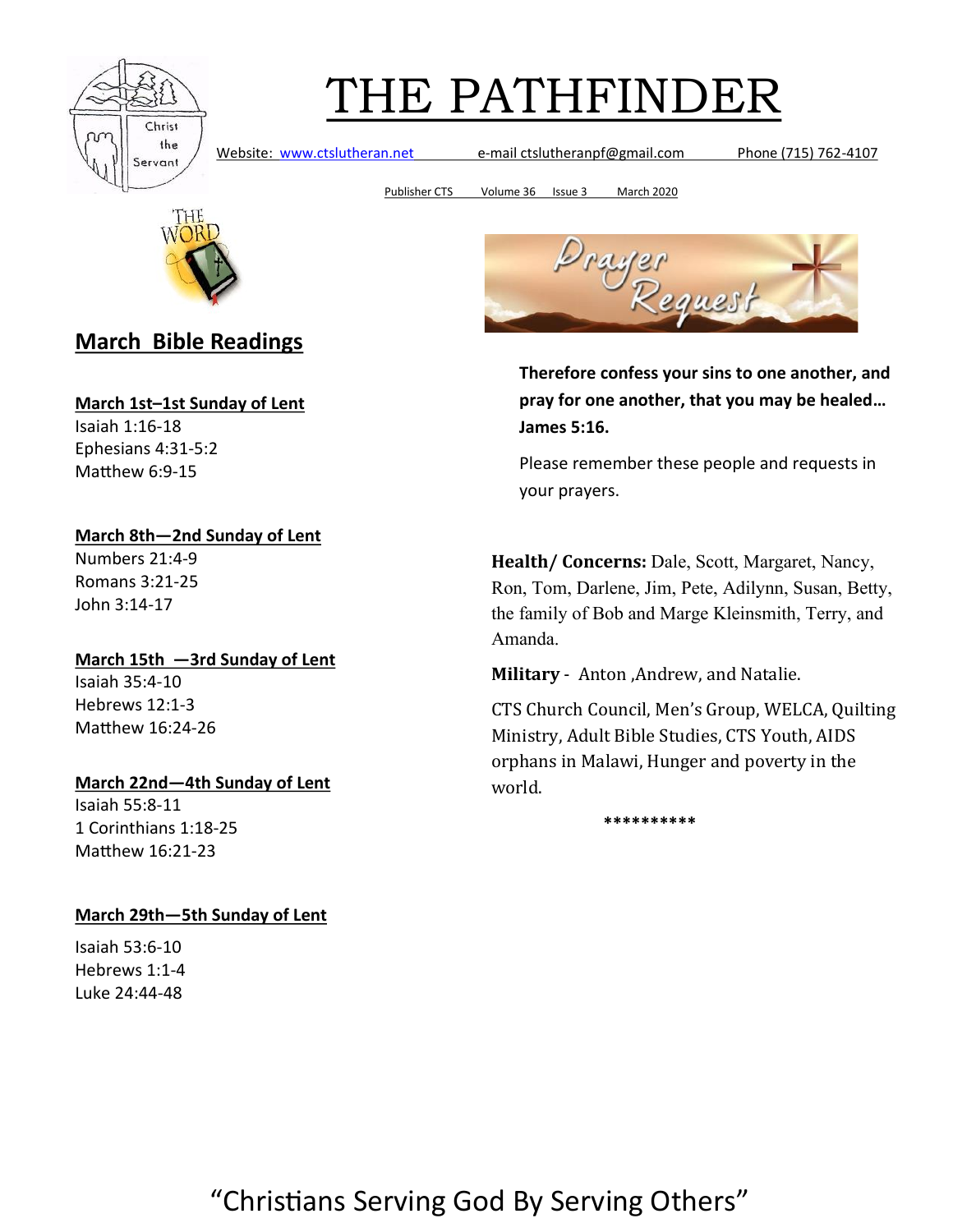# THE PATHFINDER

Website: www.ctslutheran.net e-mail ctslutheranpf@gmail.com Phone (715) 762-4107

Publisher CTS Volume 36 Issue 3 March 2020

## March Bible Readings

**March 1st–1st Sunday of Lent**
Isaiah 1:16-18
Ephesians 4:31-5:2
Matthew 6:9-15

**March 8th—2nd Sunday of Lent**
Numbers 21:4-9
Romans 3:21-25
John 3:14-17

**March 15th —3rd Sunday of Lent**
Isaiah 35:4-10
Hebrews 12:1-3
Matthew 16:24-26

**March 22nd—4th Sunday of Lent**
Isaiah 55:8-11
1 Corinthians 1:18-25
Matthew 16:21-23

**March 29th—5th Sunday of Lent**
Isaiah 53:6-10
Hebrews 1:1-4
Luke 24:44-48

## Prayer Request

**Therefore confess your sins to one another, and pray for one another, that you may be healed… James 5:16.**

Please remember these people and requests in your prayers.

**Health/ Concerns:** Dale, Scott, Margaret, Nancy, Ron, Tom, Darlene, Jim, Pete, Adilynn, Susan, Betty, the family of Bob and Marge Kleinsmith, Terry, and Amanda.

**Military** - Anton ,Andrew, and Natalie.

CTS Church Council, Men's Group, WELCA, Quilting Ministry, Adult Bible Studies, CTS Youth, AIDS orphans in Malawi, Hunger and poverty in the world.

**********

"Christians Serving God By Serving Others"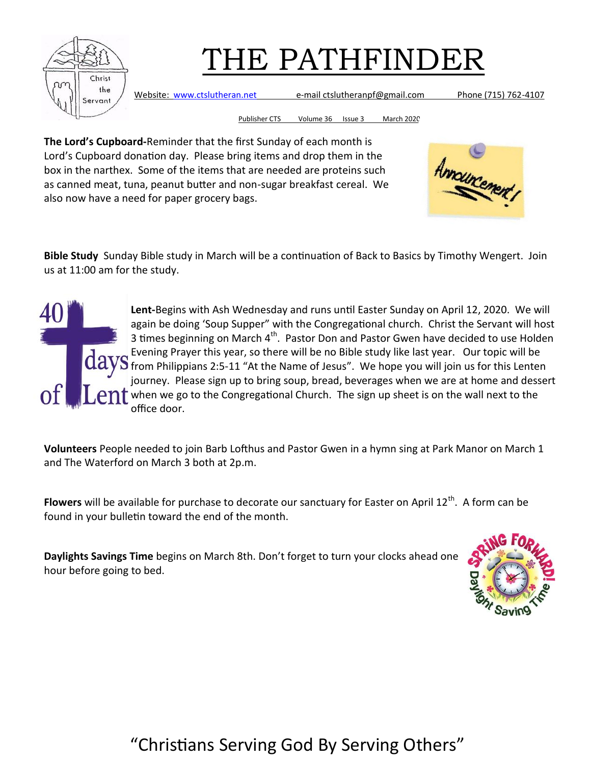# THE PATHFINDER

Website: www.ctslutheran.net e-mail ctslutheranpf@gmail.com Phone (715) 762-4107

Publisher CTS Volume 36 Issue 3 March 2020

**The Lord's Cupboard-**Reminder that the first Sunday of each month is Lord's Cupboard donation day. Please bring items and drop them in the box in the narthex. Some of the items that are needed are proteins such as canned meat, tuna, peanut butter and non-sugar breakfast cereal. We also now have a need for paper grocery bags.

**Bible Study** Sunday Bible study in March will be a continuation of Back to Basics by Timothy Wengert. Join us at 11:00 am for the study.

**Lent-**Begins with Ash Wednesday and runs until Easter Sunday on April 12, 2020. We will again be doing 'Soup Supper" with the Congregational church. Christ the Servant will host 3 times beginning on March 4th. Pastor Don and Pastor Gwen have decided to use Holden Evening Prayer this year, so there will be no Bible study like last year. Our topic will be from Philippians 2:5-11 "At the Name of Jesus". We hope you will join us for this Lenten journey. Please sign up to bring soup, bread, beverages when we are at home and dessert when we go to the Congregational Church. The sign up sheet is on the wall next to the office door.

**Volunteers** People needed to join Barb Lofthus and Pastor Gwen in a hymn sing at Park Manor on March 1 and The Waterford on March 3 both at 2p.m.

**Flowers** will be available for purchase to decorate our sanctuary for Easter on April 12th. A form can be found in your bulletin toward the end of the month.

**Daylights Savings Time** begins on March 8th. Don't forget to turn your clocks ahead one hour before going to bed.

"Christians Serving God By Serving Others"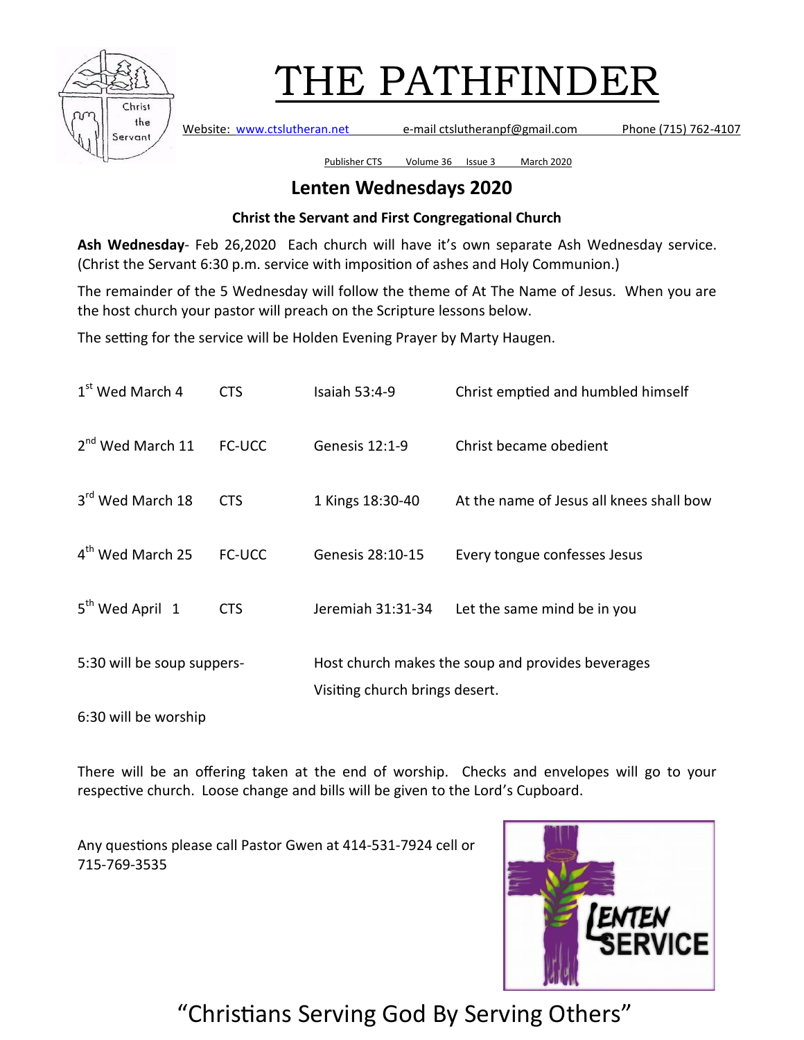# THE PATHFINDER

Website: www.ctslutheran.net e-mail ctslutheranpf@gmail.com Phone (715) 762-4107

Publisher CTS Volume 36 Issue 3 March 2020

## Lenten Wednesdays 2020

**Christ the Servant and First Congregational Church**

**Ash Wednesday**- Feb 26,2020 Each church will have it's own separate Ash Wednesday service. (Christ the Servant 6:30 p.m. service with imposition of ashes and Holy Communion.)

The remainder of the 5 Wednesday will follow the theme of At The Name of Jesus. When you are the host church your pastor will preach on the Scripture lessons below.

The setting for the service will be Holden Evening Prayer by Marty Haugen.

| | | | |
|---|---|---|---|
| 1st Wed March 4 | CTS | Isaiah 53:4-9 | Christ emptied and humbled himself |
| 2nd Wed March 11 | FC-UCC | Genesis 12:1-9 | Christ became obedient |
| 3rd Wed March 18 | CTS | 1 Kings 18:30-40 | At the name of Jesus all knees shall bow |
| 4th Wed March 25 | FC-UCC | Genesis 28:10-15 | Every tongue confesses Jesus |
| 5th Wed April 1 | CTS | Jeremiah 31:31-34 | Let the same mind be in you |

5:30 will be soup suppers- Host church makes the soup and provides beverages

Visiting church brings desert.

6:30 will be worship

There will be an offering taken at the end of worship. Checks and envelopes will go to your respective church. Loose change and bills will be given to the Lord's Cupboard.

Any questions please call Pastor Gwen at 414-531-7924 cell or 715-769-3535

"Christians Serving God By Serving Others"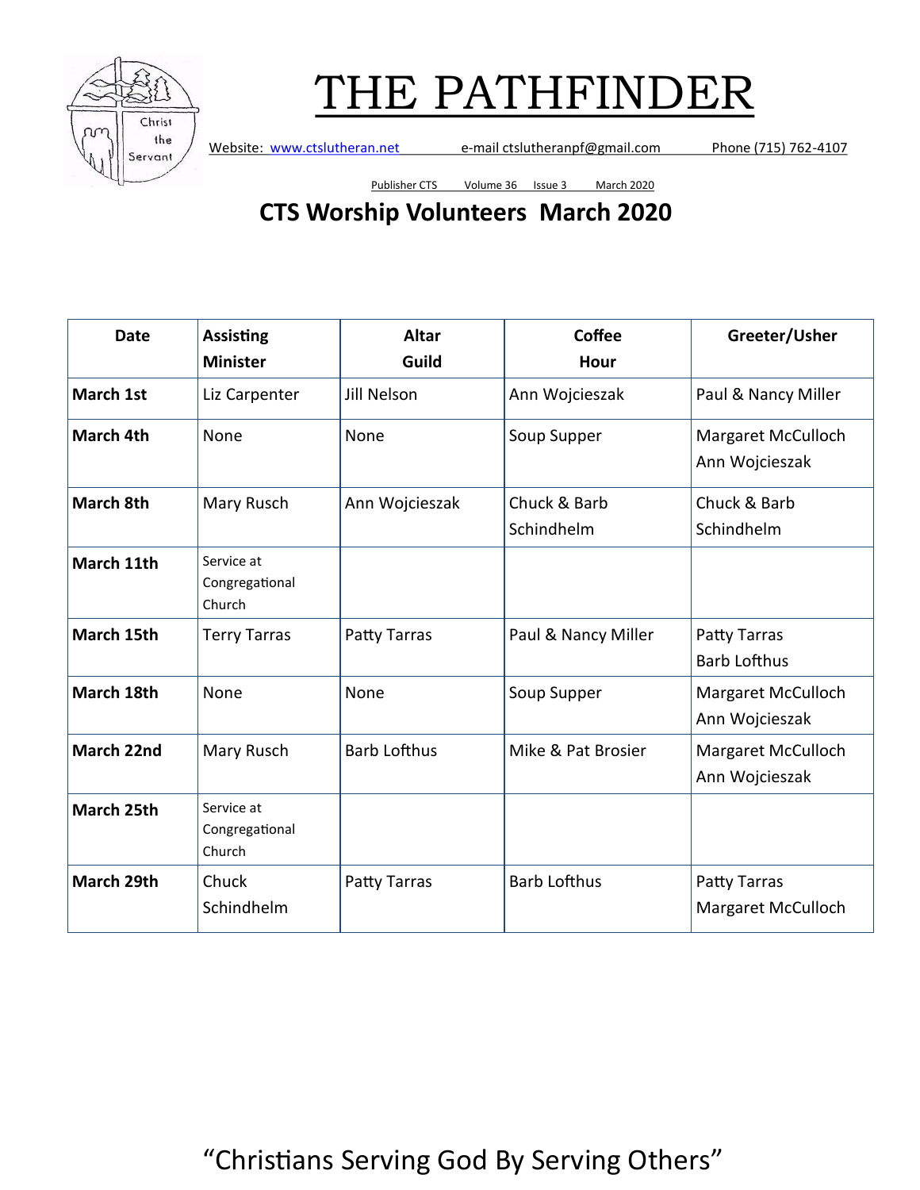# THE PATHFINDER

Website: www.ctslutheran.net e-mail ctslutheranpf@gmail.com Phone (715) 762-4107

Publisher CTS Volume 36 Issue 3 March 2020

## CTS Worship Volunteers March 2020

| Date | Assisting Minister | Altar Guild | Coffee Hour | Greeter/Usher |
|---|---|---|---|---|
| **March 1st** | Liz Carpenter | Jill Nelson | Ann Wojcieszak | Paul & Nancy Miller |
| **March 4th** | None | None | Soup Supper | Margaret McCulloch Ann Wojcieszak |
| **March 8th** | Mary Rusch | Ann Wojcieszak | Chuck & Barb Schindhelm | Chuck & Barb Schindhelm |
| **March 11th** | Service at Congregational Church | | | |
| **March 15th** | Terry Tarras | Patty Tarras | Paul & Nancy Miller | Patty Tarras Barb Lofthus |
| **March 18th** | None | None | Soup Supper | Margaret McCulloch Ann Wojcieszak |
| **March 22nd** | Mary Rusch | Barb Lofthus | Mike & Pat Brosier | Margaret McCulloch Ann Wojcieszak |
| **March 25th** | Service at Congregational Church | | | |
| **March 29th** | Chuck Schindhelm | Patty Tarras | Barb Lofthus | Patty Tarras Margaret McCulloch |

"Christians Serving God By Serving Others"